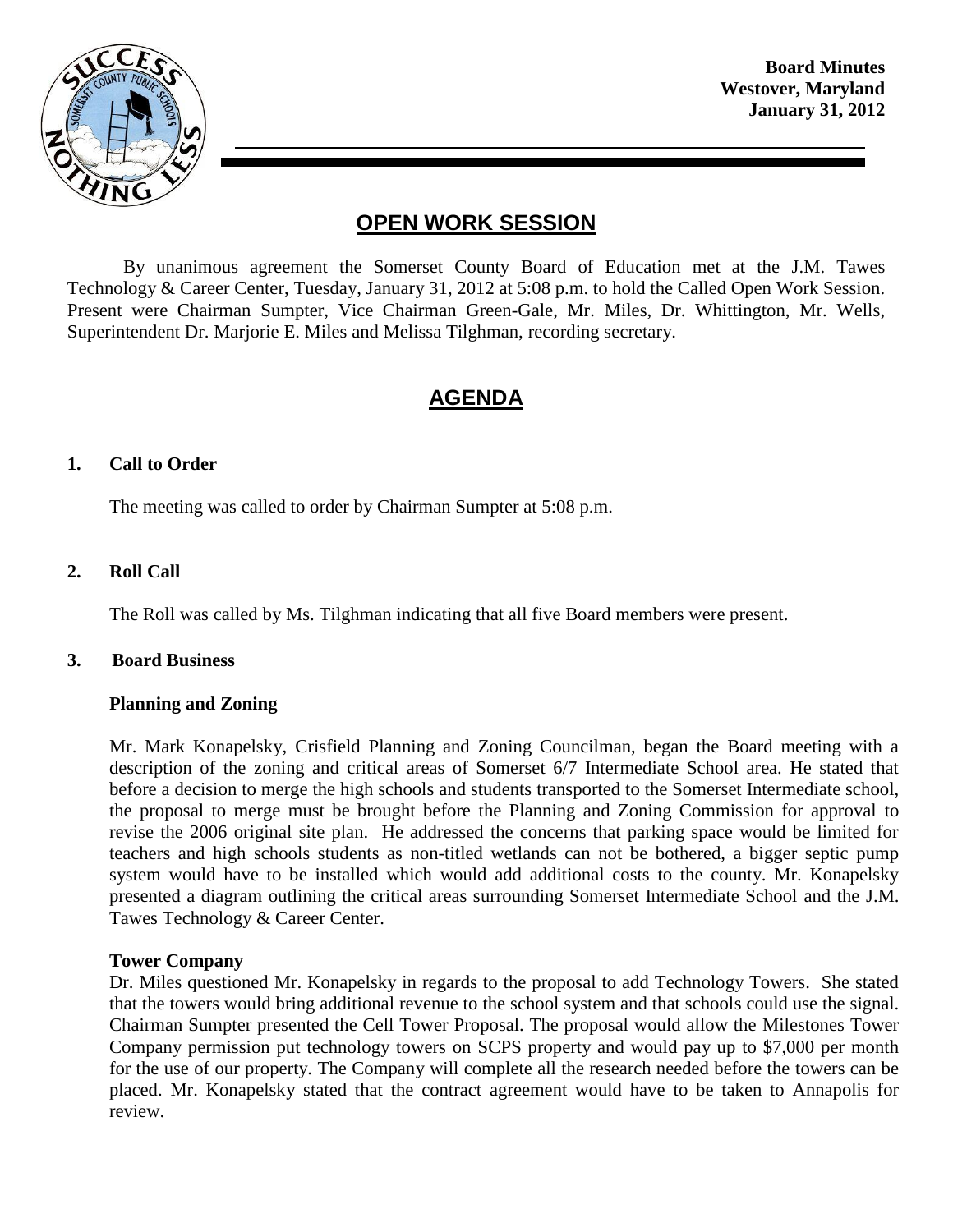**Board Minutes**
**Westover, Maryland**
**January 31, 2012**

# OPEN WORK SESSION

By unanimous agreement the Somerset County Board of Education met at the J.M. Tawes Technology & Career Center, Tuesday, January 31, 2012 at 5:08 p.m. to hold the Called Open Work Session. Present were Chairman Sumpter, Vice Chairman Green-Gale, Mr. Miles, Dr. Whittington, Mr. Wells, Superintendent Dr. Marjorie E. Miles and Melissa Tilghman, recording secretary.

# AGENDA

### 1. Call to Order

The meeting was called to order by Chairman Sumpter at 5:08 p.m.

### 2. Roll Call

The Roll was called by Ms. Tilghman indicating that all five Board members were present.

### 3. Board Business

**Planning and Zoning**

Mr. Mark Konapelsky, Crisfield Planning and Zoning Councilman, began the Board meeting with a description of the zoning and critical areas of Somerset 6/7 Intermediate School area. He stated that before a decision to merge the high schools and students transported to the Somerset Intermediate school, the proposal to merge must be brought before the Planning and Zoning Commission for approval to revise the 2006 original site plan. He addressed the concerns that parking space would be limited for teachers and high schools students as non-titled wetlands can not be bothered, a bigger septic pump system would have to be installed which would add additional costs to the county. Mr. Konapelsky presented a diagram outlining the critical areas surrounding Somerset Intermediate School and the J.M. Tawes Technology & Career Center.

**Tower Company**

Dr. Miles questioned Mr. Konapelsky in regards to the proposal to add Technology Towers. She stated that the towers would bring additional revenue to the school system and that schools could use the signal. Chairman Sumpter presented the Cell Tower Proposal. The proposal would allow the Milestones Tower Company permission put technology towers on SCPS property and would pay up to $7,000 per month for the use of our property. The Company will complete all the research needed before the towers can be placed. Mr. Konapelsky stated that the contract agreement would have to be taken to Annapolis for review.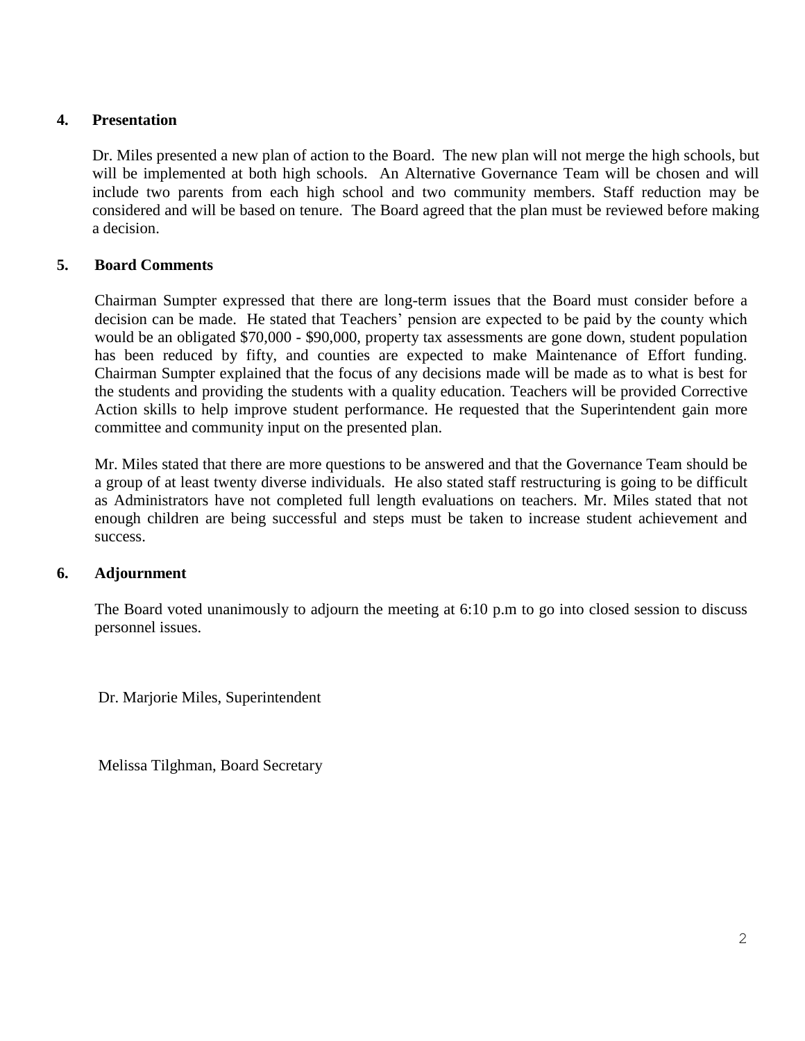## 4. Presentation

Dr. Miles presented a new plan of action to the Board. The new plan will not merge the high schools, but will be implemented at both high schools. An Alternative Governance Team will be chosen and will include two parents from each high school and two community members. Staff reduction may be considered and will be based on tenure. The Board agreed that the plan must be reviewed before making a decision.

## 5. Board Comments

Chairman Sumpter expressed that there are long-term issues that the Board must consider before a decision can be made. He stated that Teachers' pension are expected to be paid by the county which would be an obligated $70,000 - $90,000, property tax assessments are gone down, student population has been reduced by fifty, and counties are expected to make Maintenance of Effort funding. Chairman Sumpter explained that the focus of any decisions made will be made as to what is best for the students and providing the students with a quality education. Teachers will be provided Corrective Action skills to help improve student performance. He requested that the Superintendent gain more committee and community input on the presented plan.

Mr. Miles stated that there are more questions to be answered and that the Governance Team should be a group of at least twenty diverse individuals. He also stated staff restructuring is going to be difficult as Administrators have not completed full length evaluations on teachers. Mr. Miles stated that not enough children are being successful and steps must be taken to increase student achievement and success.

## 6. Adjournment

The Board voted unanimously to adjourn the meeting at 6:10 p.m to go into closed session to discuss personnel issues.

Dr. Marjorie Miles, Superintendent

Melissa Tilghman, Board Secretary